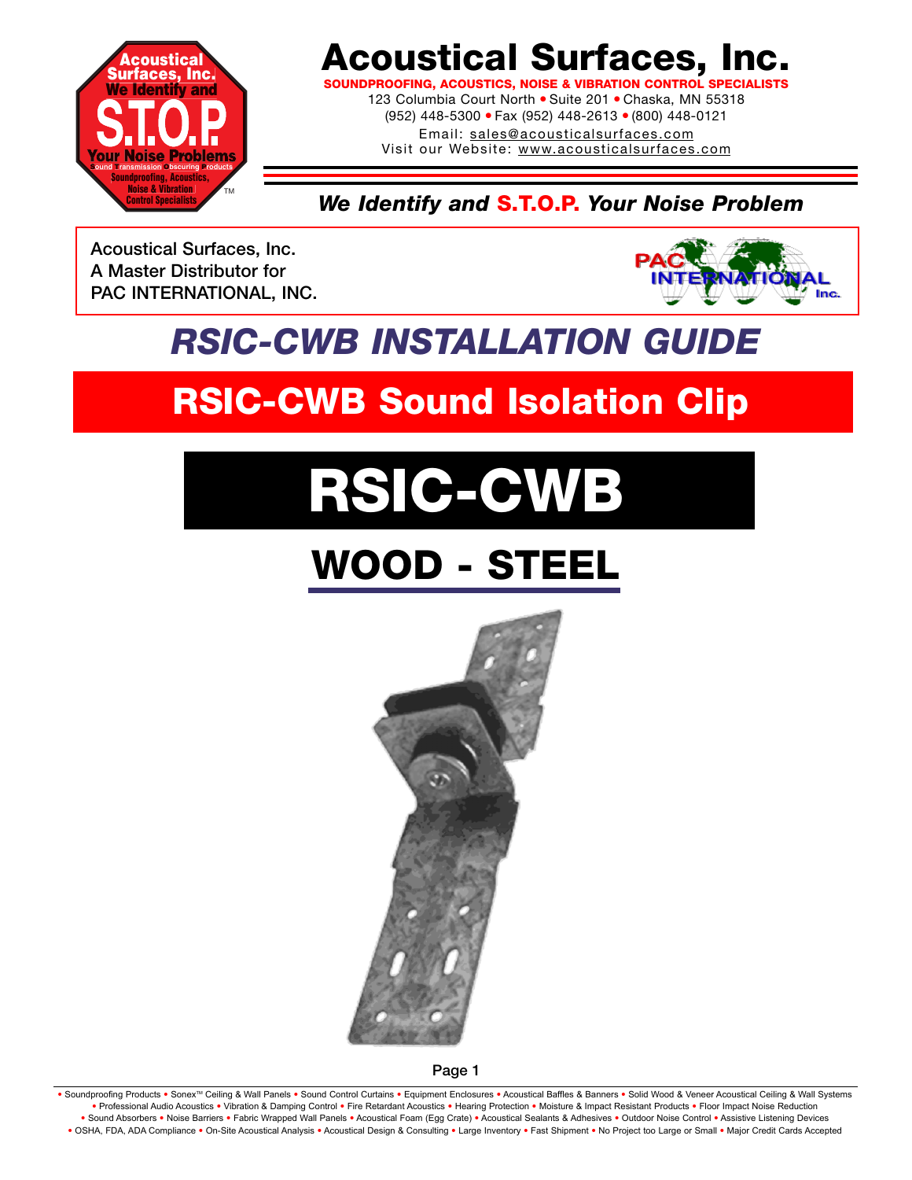# Acoustical Surfaces, Inc.

**SOUNDPROOFING, ACOUSTICS, NOISE & VIBRATION CONTROL SPECIALISTS**

123 Columbia Court North • Suite 201 • Chaska, MN 55318
(952) 448-5300 • Fax (952) 448-2613 • (800) 448-0121
Email: sales@acousticalsurfaces.com
Visit our Website: www.acousticalsurfaces.com

***We Identify and S.T.O.P. Your Noise Problem***

Acoustical Surfaces, Inc.
A Master Distributor for
PAC INTERNATIONAL, INC.

# *RSIC-CWB INSTALLATION GUIDE*

## RSIC-CWB Sound Isolation Clip

# RSIC-CWB

## WOOD - STEEL

• Soundproofing Products • Sonex™ Ceiling & Wall Panels • Sound Control Curtains • Equipment Enclosures • Acoustical Baffles & Banners • Solid Wood & Veneer Acoustical Ceiling & Wall Systems • Professional Audio Acoustics • Vibration & Damping Control • Fire Retardant Acoustics • Hearing Protection • Moisture & Impact Resistant Products • Floor Impact Noise Reduction • Sound Absorbers • Noise Barriers • Fabric Wrapped Wall Panels • Acoustical Foam (Egg Crate) • Acoustical Sealants & Adhesives • Outdoor Noise Control • Assistive Listening Devices • OSHA, FDA, ADA Compliance • On-Site Acoustical Analysis • Acoustical Design & Consulting • Large Inventory • Fast Shipment • No Project too Large or Small • Major Credit Cards Accepted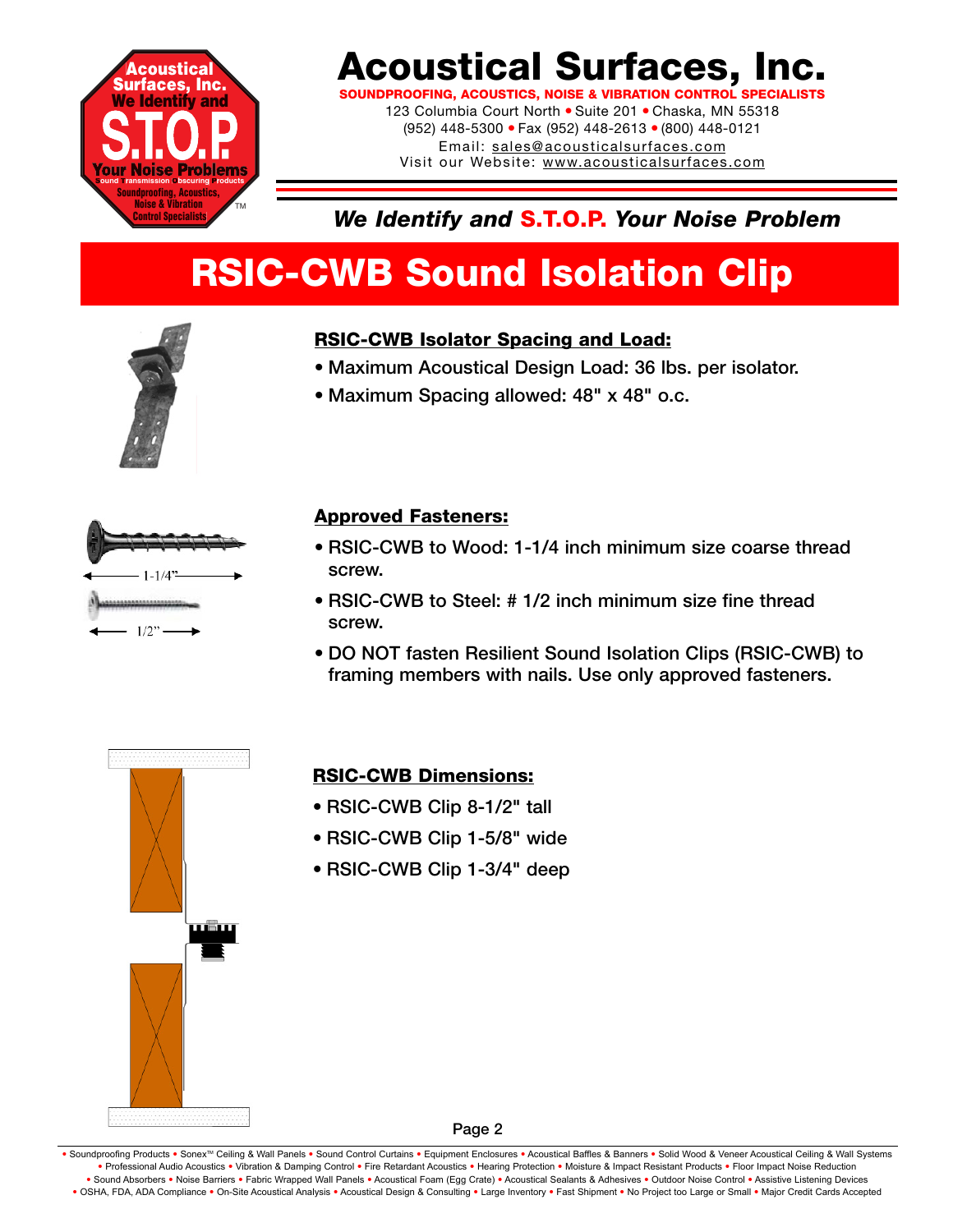# Acoustical Surfaces, Inc.

**SOUNDPROOFING, ACOUSTICS, NOISE & VIBRATION CONTROL SPECIALISTS**

123 Columbia Court North • Suite 201 • Chaska, MN 55318
(952) 448-5300 • Fax (952) 448-2613 • (800) 448-0121
Email: sales@acousticalsurfaces.com
Visit our Website: www.acousticalsurfaces.com

***We Identify and S.T.O.P. Your Noise Problem***

# RSIC-CWB Sound Isolation Clip

## RSIC-CWB Isolator Spacing and Load:

- Maximum Acoustical Design Load: 36 lbs. per isolator.
- Maximum Spacing allowed: 48" x 48" o.c.

1-1/4"

1/2"

## Approved Fasteners:

- RSIC-CWB to Wood: 1-1/4 inch minimum size coarse thread screw.
- RSIC-CWB to Steel: # 1/2 inch minimum size fine thread screw.
- DO NOT fasten Resilient Sound Isolation Clips (RSIC-CWB) to framing members with nails. Use only approved fasteners.

## RSIC-CWB Dimensions:

- RSIC-CWB Clip 8-1/2" tall
- RSIC-CWB Clip 1-5/8" wide
- RSIC-CWB Clip 1-3/4" deep

• Soundproofing Products • Sonex™ Ceiling & Wall Panels • Sound Control Curtains • Equipment Enclosures • Acoustical Baffles & Banners • Solid Wood & Veneer Acoustical Ceiling & Wall Systems • Professional Audio Acoustics • Vibration & Damping Control • Fire Retardant Acoustics • Hearing Protection • Moisture & Impact Resistant Products • Floor Impact Noise Reduction • Sound Absorbers • Noise Barriers • Fabric Wrapped Wall Panels • Acoustical Foam (Egg Crate) • Acoustical Sealants & Adhesives • Outdoor Noise Control • Assistive Listening Devices • OSHA, FDA, ADA Compliance • On-Site Acoustical Analysis • Acoustical Design & Consulting • Large Inventory • Fast Shipment • No Project too Large or Small • Major Credit Cards Accepted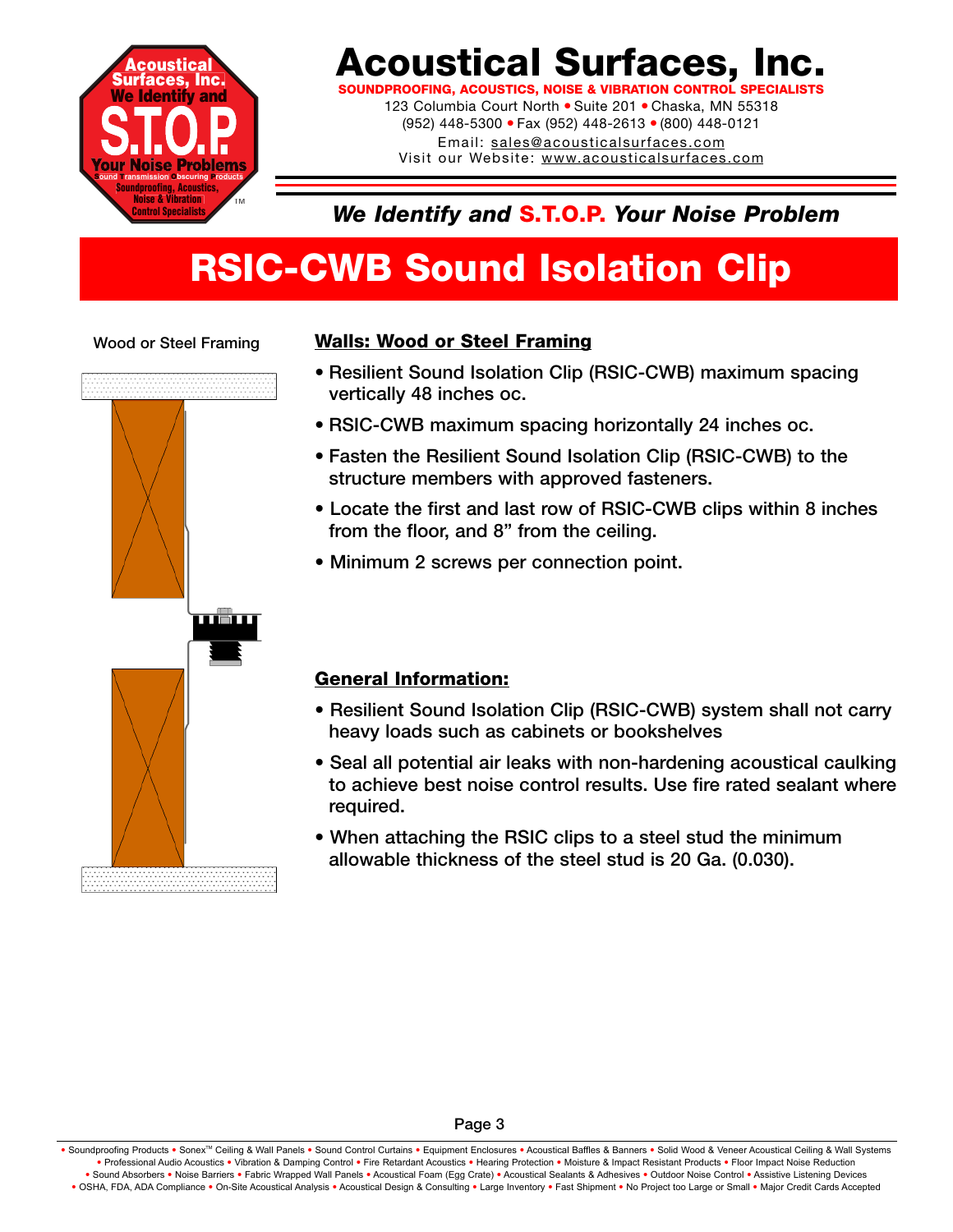# Acoustical Surfaces, Inc.

**SOUNDPROOFING, ACOUSTICS, NOISE & VIBRATION CONTROL SPECIALISTS**

123 Columbia Court North • Suite 201 • Chaska, MN 55318
(952) 448-5300 • Fax (952) 448-2613 • (800) 448-0121
Email: sales@acousticalsurfaces.com
Visit our Website: www.acousticalsurfaces.com

***We Identify and S.T.O.P. Your Noise Problem***

# RSIC-CWB Sound Isolation Clip

Wood or Steel Framing

## Walls: Wood or Steel Framing

- Resilient Sound Isolation Clip (RSIC-CWB) maximum spacing vertically 48 inches oc.
- RSIC-CWB maximum spacing horizontally 24 inches oc.
- Fasten the Resilient Sound Isolation Clip (RSIC-CWB) to the structure members with approved fasteners.
- Locate the first and last row of RSIC-CWB clips within 8 inches from the floor, and 8" from the ceiling.
- Minimum 2 screws per connection point.

## General Information:

- Resilient Sound Isolation Clip (RSIC-CWB) system shall not carry heavy loads such as cabinets or bookshelves
- Seal all potential air leaks with non-hardening acoustical caulking to achieve best noise control results. Use fire rated sealant where required.
- When attaching the RSIC clips to a steel stud the minimum allowable thickness of the steel stud is 20 Ga. (0.030).

• Soundproofing Products • Sonex™ Ceiling & Wall Panels • Sound Control Curtains • Equipment Enclosures • Acoustical Baffles & Banners • Solid Wood & Veneer Acoustical Ceiling & Wall Systems • Professional Audio Acoustics • Vibration & Damping Control • Fire Retardant Acoustics • Hearing Protection • Moisture & Impact Resistant Products • Floor Impact Noise Reduction • Sound Absorbers • Noise Barriers • Fabric Wrapped Wall Panels • Acoustical Foam (Egg Crate) • Acoustical Sealants & Adhesives • Outdoor Noise Control • Assistive Listening Devices • OSHA, FDA, ADA Compliance • On-Site Acoustical Analysis • Acoustical Design & Consulting • Large Inventory • Fast Shipment • No Project too Large or Small • Major Credit Cards Accepted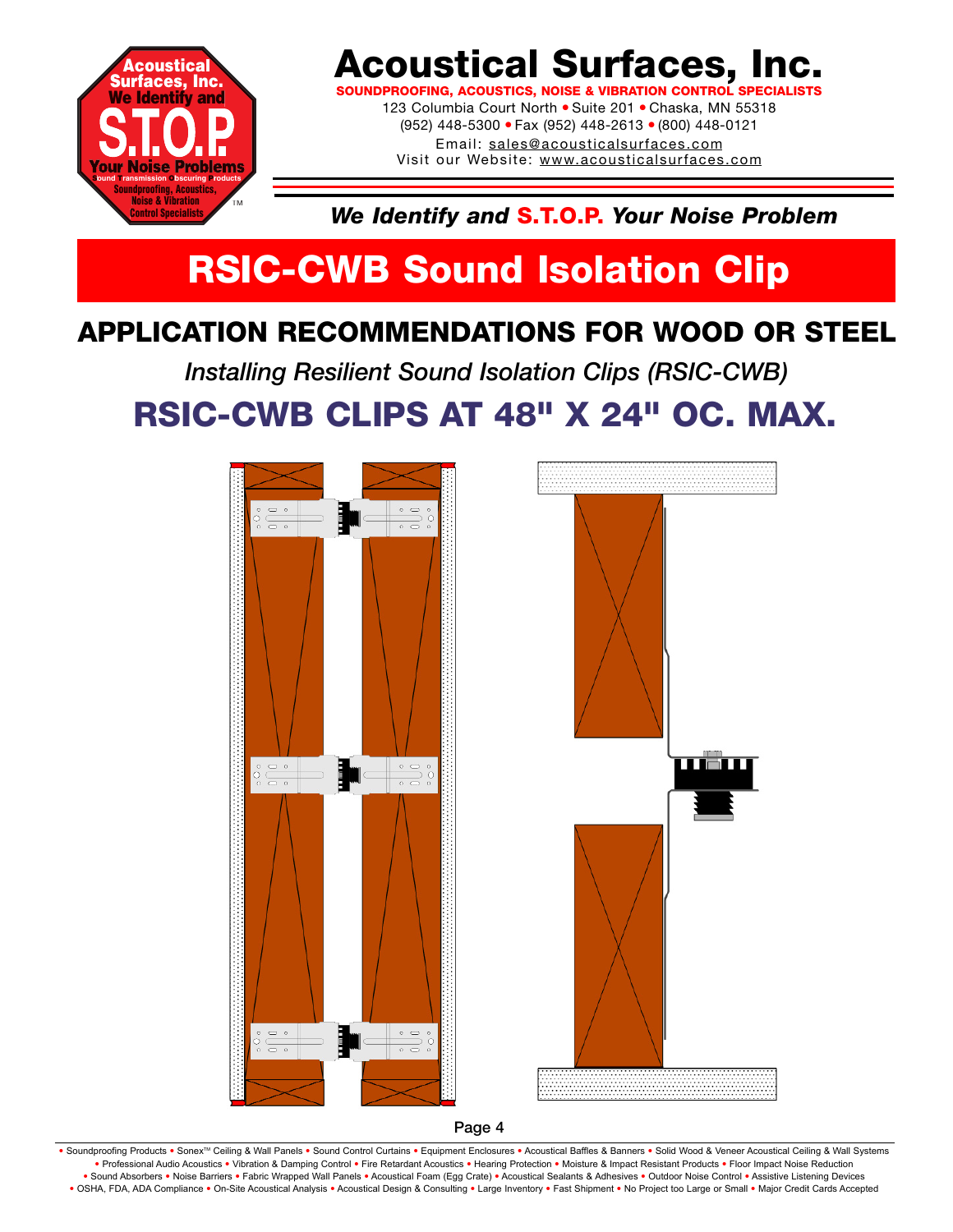# Acoustical Surfaces, Inc.

**SOUNDPROOFING, ACOUSTICS, NOISE & VIBRATION CONTROL SPECIALISTS**

123 Columbia Court North • Suite 201 • Chaska, MN 55318
(952) 448-5300 • Fax (952) 448-2613 • (800) 448-0121
Email: sales@acousticalsurfaces.com
Visit our Website: www.acousticalsurfaces.com

***We Identify and S.T.O.P. Your Noise Problem***

# RSIC-CWB Sound Isolation Clip

## APPLICATION RECOMMENDATIONS FOR WOOD OR STEEL

*Installing Resilient Sound Isolation Clips (RSIC-CWB)*

## RSIC-CWB CLIPS AT 48" X 24" OC. MAX.

• Soundproofing Products • Sonex™ Ceiling & Wall Panels • Sound Control Curtains • Equipment Enclosures • Acoustical Baffles & Banners • Solid Wood & Veneer Acoustical Ceiling & Wall Systems • Professional Audio Acoustics • Vibration & Damping Control • Fire Retardant Acoustics • Hearing Protection • Moisture & Impact Resistant Products • Floor Impact Noise Reduction • Sound Absorbers • Noise Barriers • Fabric Wrapped Wall Panels • Acoustical Foam (Egg Crate) • Acoustical Sealants & Adhesives • Outdoor Noise Control • Assistive Listening Devices • OSHA, FDA, ADA Compliance • On-Site Acoustical Analysis • Acoustical Design & Consulting • Large Inventory • Fast Shipment • No Project too Large or Small • Major Credit Cards Accepted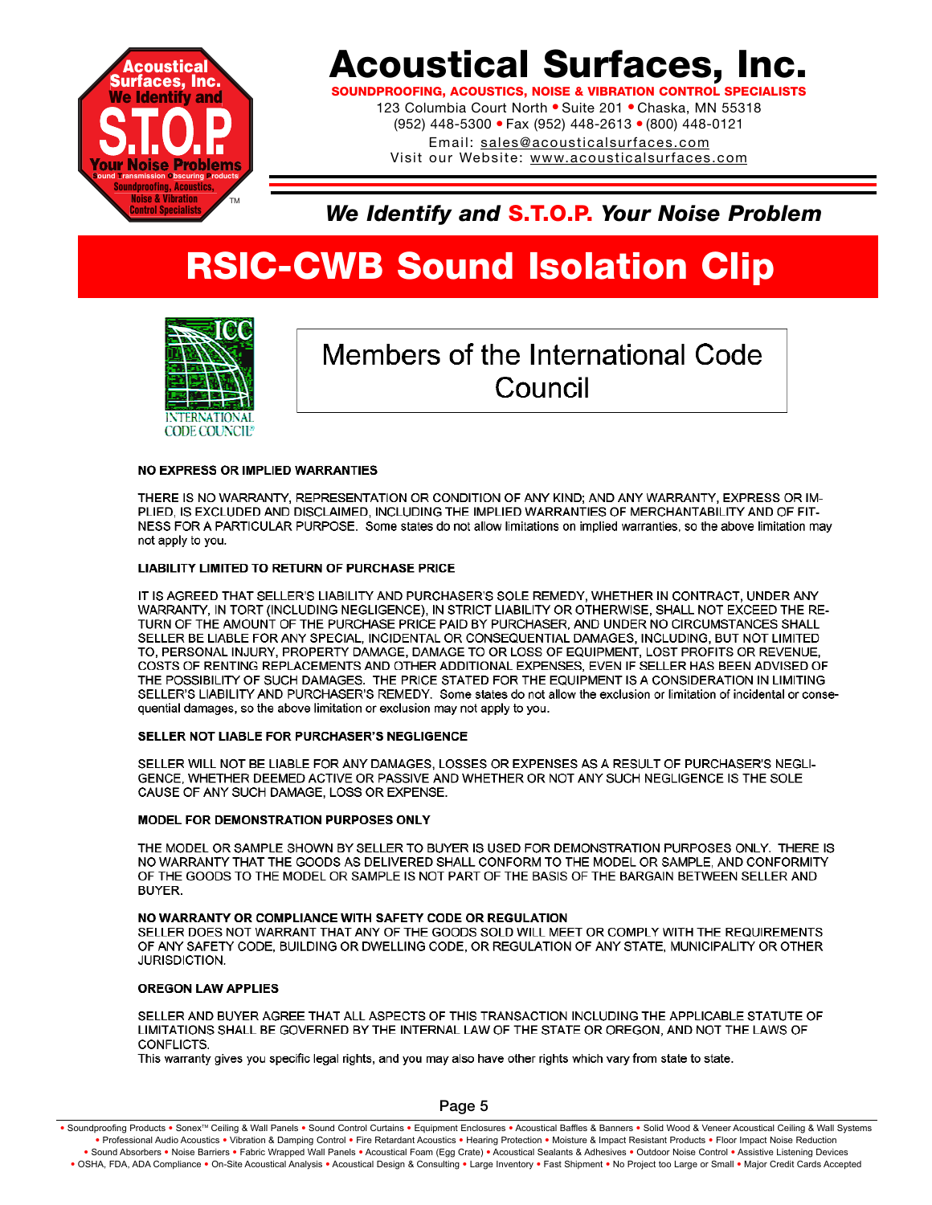# Acoustical Surfaces, Inc.

**SOUNDPROOFING, ACOUSTICS, NOISE & VIBRATION CONTROL SPECIALISTS**

123 Columbia Court North • Suite 201 • Chaska, MN 55318
(952) 448-5300 • Fax (952) 448-2613 • (800) 448-0121
Email: sales@acousticalsurfaces.com
Visit our Website: www.acousticalsurfaces.com

***We Identify and S.T.O.P. Your Noise Problem***

# RSIC-CWB Sound Isolation Clip

Members of the International Code Council

**NO EXPRESS OR IMPLIED WARRANTIES**

THERE IS NO WARRANTY, REPRESENTATION OR CONDITION OF ANY KIND; AND ANY WARRANTY, EXPRESS OR IMPLIED, IS EXCLUDED AND DISCLAIMED, INCLUDING THE IMPLIED WARRANTIES OF MERCHANTABILITY AND OF FITNESS FOR A PARTICULAR PURPOSE. Some states do not allow limitations on implied warranties, so the above limitation may not apply to you.

**LIABILITY LIMITED TO RETURN OF PURCHASE PRICE**

IT IS AGREED THAT SELLER'S LIABILITY AND PURCHASER'S SOLE REMEDY, WHETHER IN CONTRACT, UNDER ANY WARRANTY, IN TORT (INCLUDING NEGLIGENCE), IN STRICT LIABILITY OR OTHERWISE, SHALL NOT EXCEED THE RETURN OF THE AMOUNT OF THE PURCHASE PRICE PAID BY PURCHASER, AND UNDER NO CIRCUMSTANCES SHALL SELLER BE LIABLE FOR ANY SPECIAL, INCIDENTAL OR CONSEQUENTIAL DAMAGES, INCLUDING, BUT NOT LIMITED TO, PERSONAL INJURY, PROPERTY DAMAGE, DAMAGE TO OR LOSS OF EQUIPMENT, LOST PROFITS OR REVENUE, COSTS OF RENTING REPLACEMENTS AND OTHER ADDITIONAL EXPENSES, EVEN IF SELLER HAS BEEN ADVISED OF THE POSSIBILITY OF SUCH DAMAGES. THE PRICE STATED FOR THE EQUIPMENT IS A CONSIDERATION IN LIMITING SELLER'S LIABILITY AND PURCHASER'S REMEDY. Some states do not allow the exclusion or limitation of incidental or consequential damages, so the above limitation or exclusion may not apply to you.

**SELLER NOT LIABLE FOR PURCHASER'S NEGLIGENCE**

SELLER WILL NOT BE LIABLE FOR ANY DAMAGES, LOSSES OR EXPENSES AS A RESULT OF PURCHASER'S NEGLIGENCE, WHETHER DEEMED ACTIVE OR PASSIVE AND WHETHER OR NOT ANY SUCH NEGLIGENCE IS THE SOLE CAUSE OF ANY SUCH DAMAGE, LOSS OR EXPENSE.

**MODEL FOR DEMONSTRATION PURPOSES ONLY**

THE MODEL OR SAMPLE SHOWN BY SELLER TO BUYER IS USED FOR DEMONSTRATION PURPOSES ONLY. THERE IS NO WARRANTY THAT THE GOODS AS DELIVERED SHALL CONFORM TO THE MODEL OR SAMPLE, AND CONFORMITY OF THE GOODS TO THE MODEL OR SAMPLE IS NOT PART OF THE BASIS OF THE BARGAIN BETWEEN SELLER AND BUYER.

**NO WARRANTY OR COMPLIANCE WITH SAFETY CODE OR REGULATION**

SELLER DOES NOT WARRANT THAT ANY OF THE GOODS SOLD WILL MEET OR COMPLY WITH THE REQUIREMENTS OF ANY SAFETY CODE, BUILDING OR DWELLING CODE, OR REGULATION OF ANY STATE, MUNICIPALITY OR OTHER JURISDICTION.

**OREGON LAW APPLIES**

SELLER AND BUYER AGREE THAT ALL ASPECTS OF THIS TRANSACTION INCLUDING THE APPLICABLE STATUTE OF LIMITATIONS SHALL BE GOVERNED BY THE INTERNAL LAW OF THE STATE OR OREGON, AND NOT THE LAWS OF CONFLICTS.

This warranty gives you specific legal rights, and you may also have other rights which vary from state to state.

• Soundproofing Products • Sonex™ Ceiling & Wall Panels • Sound Control Curtains • Equipment Enclosures • Acoustical Baffles & Banners • Solid Wood & Veneer Acoustical Ceiling & Wall Systems • Professional Audio Acoustics • Vibration & Damping Control • Fire Retardant Acoustics • Hearing Protection • Moisture & Impact Resistant Products • Floor Impact Noise Reduction • Sound Absorbers • Noise Barriers • Fabric Wrapped Wall Panels • Acoustical Foam (Egg Crate) • Acoustical Sealants & Adhesives • Outdoor Noise Control • Assistive Listening Devices • OSHA, FDA, ADA Compliance • On-Site Acoustical Analysis • Acoustical Design & Consulting • Large Inventory • Fast Shipment • No Project too Large or Small • Major Credit Cards Accepted